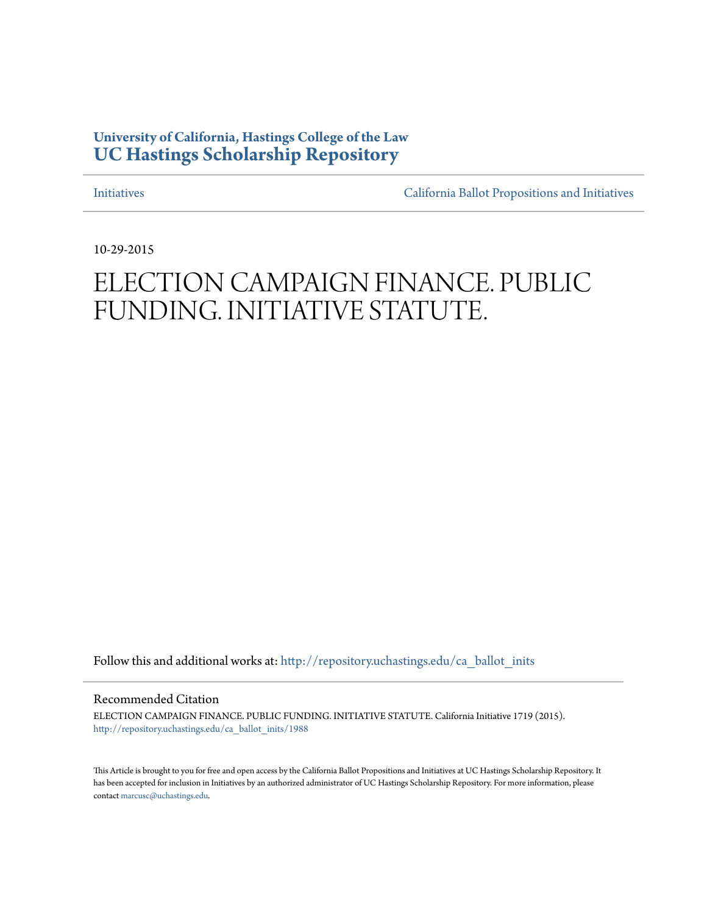**University of California, Hastings College of the Law**
**UC Hastings Scholarship Repository**

Initiatives | California Ballot Propositions and Initiatives

10-29-2015

# ELECTION CAMPAIGN FINANCE. PUBLIC FUNDING. INITIATIVE STATUTE.

Follow this and additional works at: http://repository.uchastings.edu/ca_ballot_inits

## Recommended Citation

ELECTION CAMPAIGN FINANCE. PUBLIC FUNDING. INITIATIVE STATUTE. California Initiative 1719 (2015).
http://repository.uchastings.edu/ca_ballot_inits/1988

This Article is brought to you for free and open access by the California Ballot Propositions and Initiatives at UC Hastings Scholarship Repository. It has been accepted for inclusion in Initiatives by an authorized administrator of UC Hastings Scholarship Repository. For more information, please contact marcusc@uchastings.edu.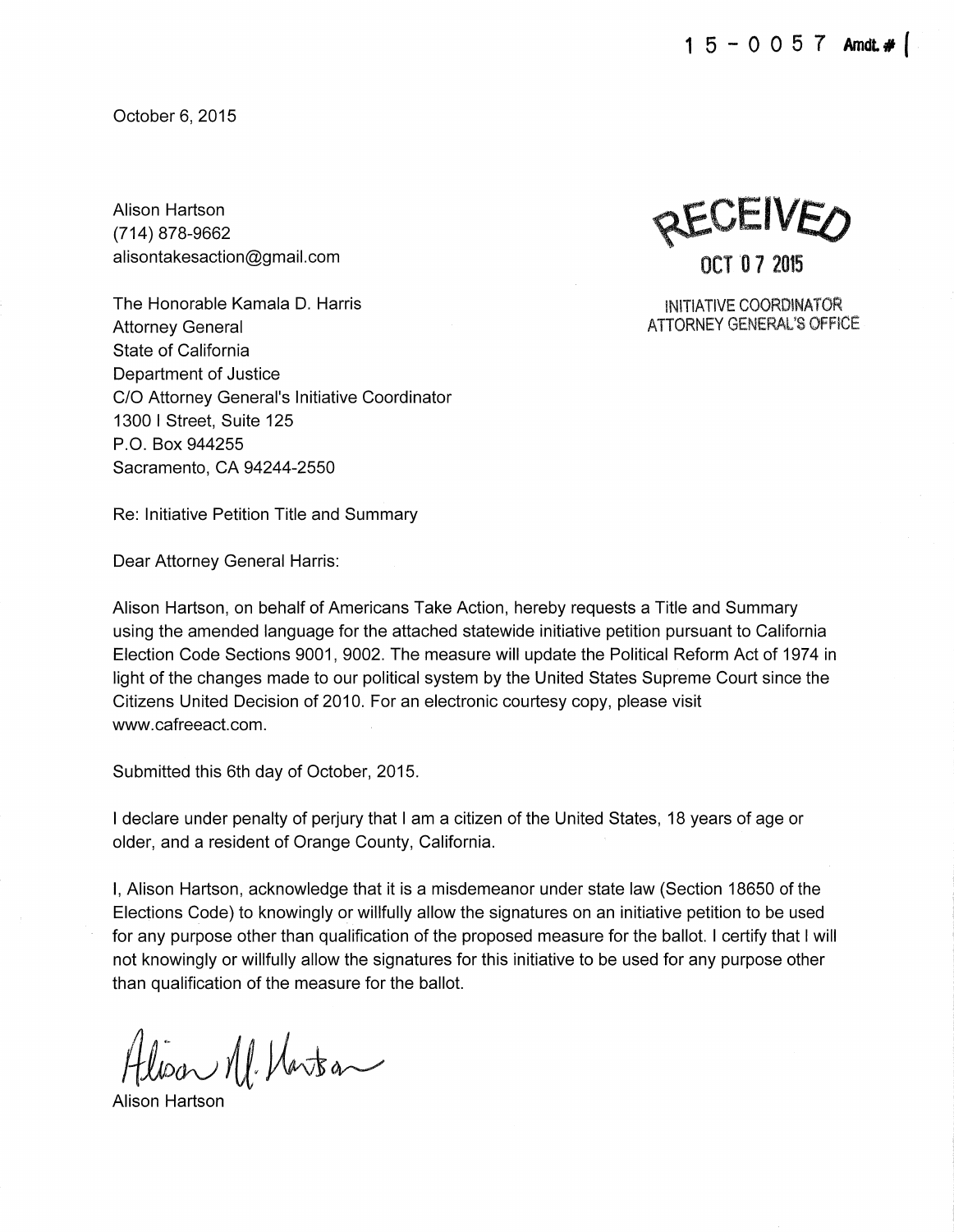15-0057 Amdt. # 1

October 6, 2015

Alison Hartson
(714) 878-9662
alisontakesaction@gmail.com

RECEIVED
OCT 07 2015
INITIATIVE COORDINATOR
ATTORNEY GENERAL'S OFFICE

The Honorable Kamala D. Harris
Attorney General
State of California
Department of Justice
C/O Attorney General's Initiative Coordinator
1300 I Street, Suite 125
P.O. Box 944255
Sacramento, CA 94244-2550

Re: Initiative Petition Title and Summary

Dear Attorney General Harris:

Alison Hartson, on behalf of Americans Take Action, hereby requests a Title and Summary using the amended language for the attached statewide initiative petition pursuant to California Election Code Sections 9001, 9002. The measure will update the Political Reform Act of 1974 in light of the changes made to our political system by the United States Supreme Court since the Citizens United Decision of 2010. For an electronic courtesy copy, please visit www.cafreeact.com.

Submitted this 6th day of October, 2015.

I declare under penalty of perjury that I am a citizen of the United States, 18 years of age or older, and a resident of Orange County, California.

I, Alison Hartson, acknowledge that it is a misdemeanor under state law (Section 18650 of the Elections Code) to knowingly or willfully allow the signatures on an initiative petition to be used for any purpose other than qualification of the proposed measure for the ballot. I certify that I will not knowingly or willfully allow the signatures for this initiative to be used for any purpose other than qualification of the measure for the ballot.

Alison M. Hartson

Alison Hartson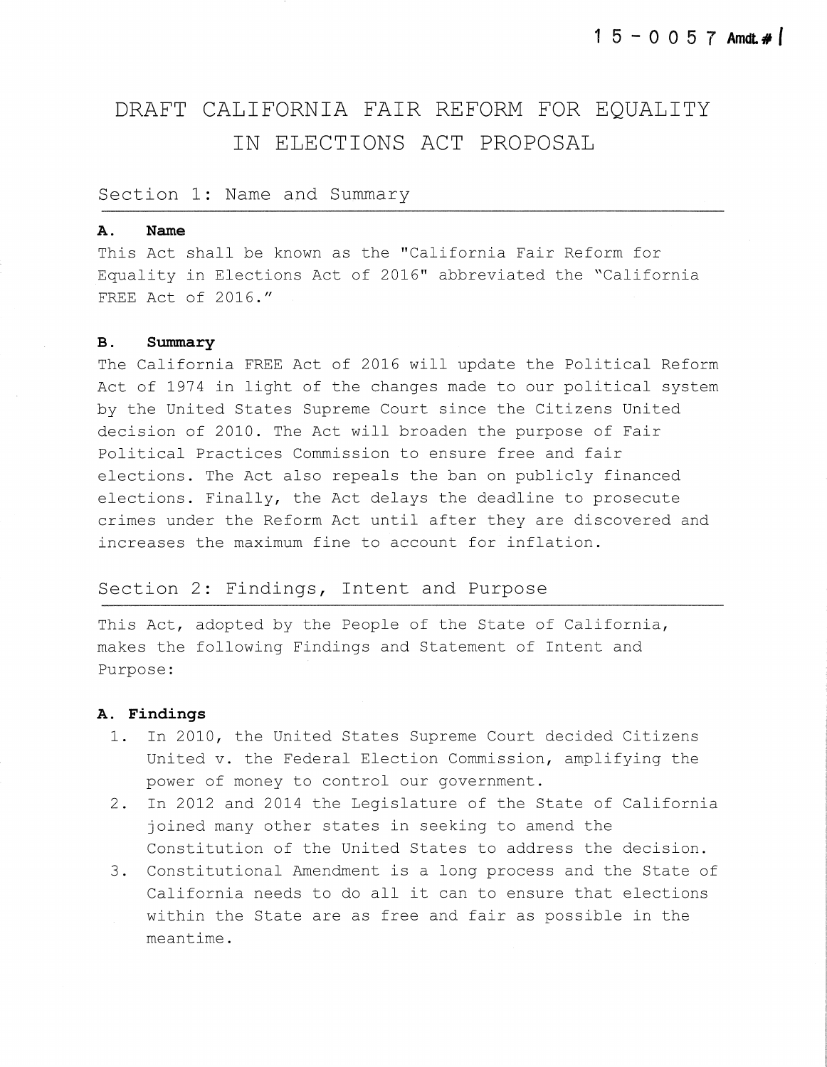15-0057 Amdt. # 1

# DRAFT CALIFORNIA FAIR REFORM FOR EQUALITY IN ELECTIONS ACT PROPOSAL

## Section 1: Name and Summary

### A. Name

This Act shall be known as the "California Fair Reform for Equality in Elections Act of 2016" abbreviated the "California FREE Act of 2016."

### B. Summary

The California FREE Act of 2016 will update the Political Reform Act of 1974 in light of the changes made to our political system by the United States Supreme Court since the Citizens United decision of 2010. The Act will broaden the purpose of Fair Political Practices Commission to ensure free and fair elections. The Act also repeals the ban on publicly financed elections. Finally, the Act delays the deadline to prosecute crimes under the Reform Act until after they are discovered and increases the maximum fine to account for inflation.

## Section 2: Findings, Intent and Purpose

This Act, adopted by the People of the State of California, makes the following Findings and Statement of Intent and Purpose:

### A. Findings

1. In 2010, the United States Supreme Court decided Citizens United v. the Federal Election Commission, amplifying the power of money to control our government.
2. In 2012 and 2014 the Legislature of the State of California joined many other states in seeking to amend the Constitution of the United States to address the decision.
3. Constitutional Amendment is a long process and the State of California needs to do all it can to ensure that elections within the State are as free and fair as possible in the meantime.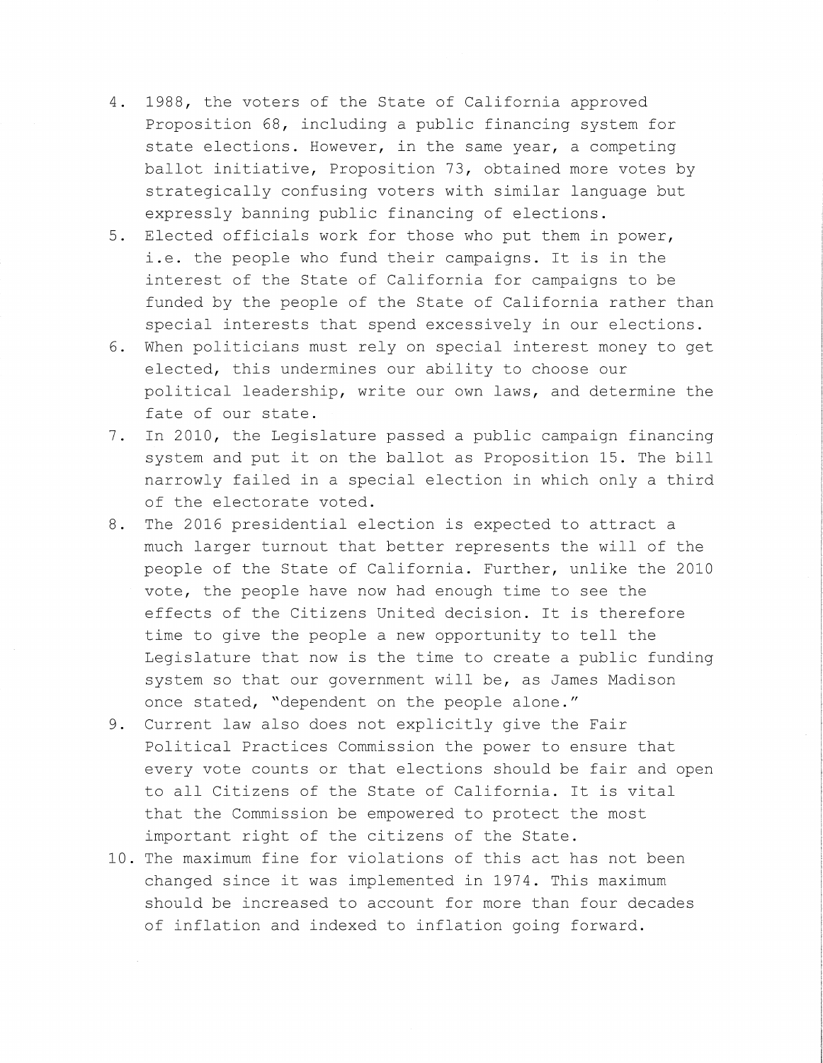4. 1988, the voters of the State of California approved Proposition 68, including a public financing system for state elections. However, in the same year, a competing ballot initiative, Proposition 73, obtained more votes by strategically confusing voters with similar language but expressly banning public financing of elections.
5. Elected officials work for those who put them in power, i.e. the people who fund their campaigns. It is in the interest of the State of California for campaigns to be funded by the people of the State of California rather than special interests that spend excessively in our elections.
6. When politicians must rely on special interest money to get elected, this undermines our ability to choose our political leadership, write our own laws, and determine the fate of our state.
7. In 2010, the Legislature passed a public campaign financing system and put it on the ballot as Proposition 15. The bill narrowly failed in a special election in which only a third of the electorate voted.
8. The 2016 presidential election is expected to attract a much larger turnout that better represents the will of the people of the State of California. Further, unlike the 2010 vote, the people have now had enough time to see the effects of the Citizens United decision. It is therefore time to give the people a new opportunity to tell the Legislature that now is the time to create a public funding system so that our government will be, as James Madison once stated, "dependent on the people alone."
9. Current law also does not explicitly give the Fair Political Practices Commission the power to ensure that every vote counts or that elections should be fair and open to all Citizens of the State of California. It is vital that the Commission be empowered to protect the most important right of the citizens of the State.
10. The maximum fine for violations of this act has not been changed since it was implemented in 1974. This maximum should be increased to account for more than four decades of inflation and indexed to inflation going forward.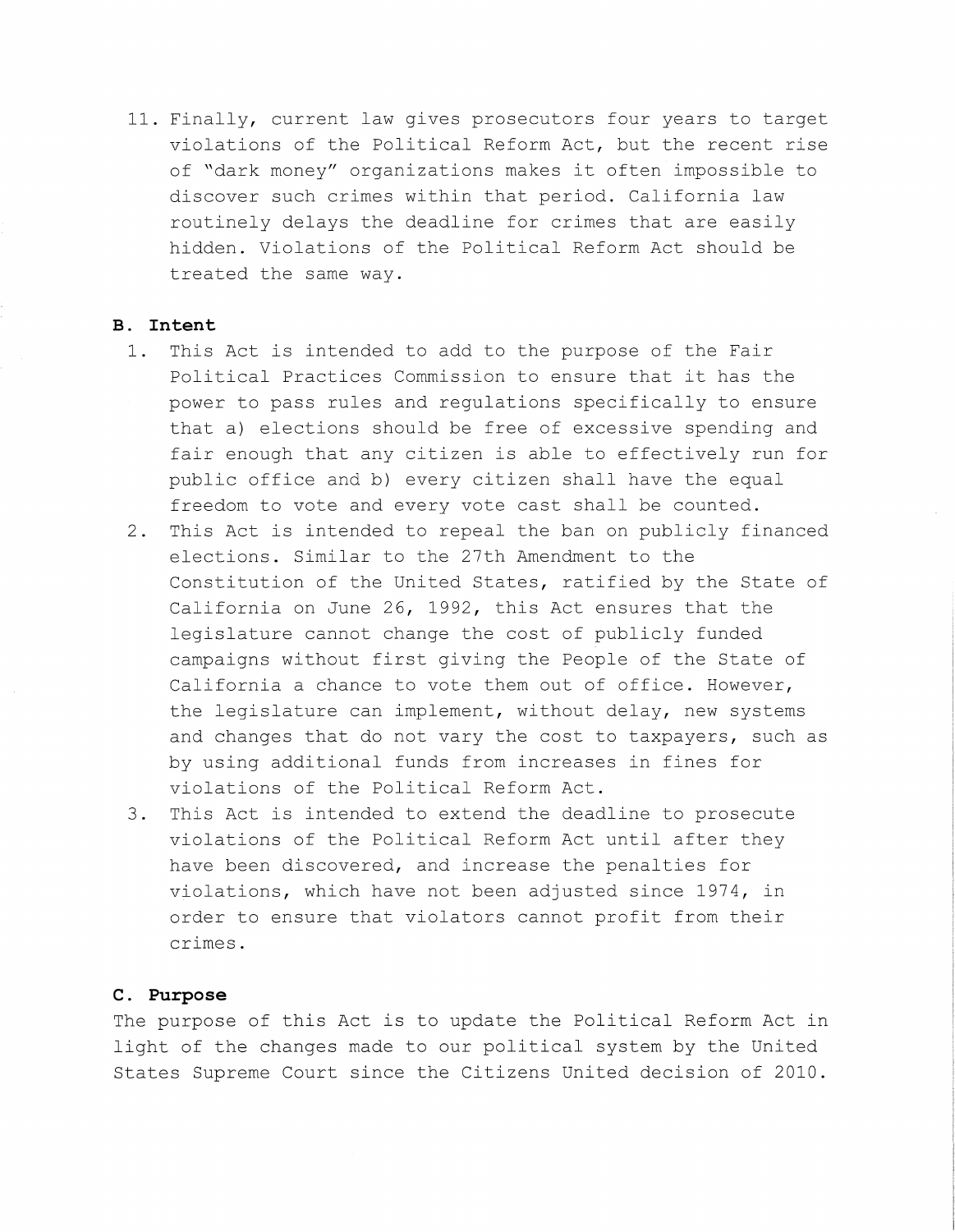11. Finally, current law gives prosecutors four years to target violations of the Political Reform Act, but the recent rise of "dark money" organizations makes it often impossible to discover such crimes within that period. California law routinely delays the deadline for crimes that are easily hidden. Violations of the Political Reform Act should be treated the same way.

**B. Intent**

1. This Act is intended to add to the purpose of the Fair Political Practices Commission to ensure that it has the power to pass rules and regulations specifically to ensure that a) elections should be free of excessive spending and fair enough that any citizen is able to effectively run for public office and b) every citizen shall have the equal freedom to vote and every vote cast shall be counted.
2. This Act is intended to repeal the ban on publicly financed elections. Similar to the 27th Amendment to the Constitution of the United States, ratified by the State of California on June 26, 1992, this Act ensures that the legislature cannot change the cost of publicly funded campaigns without first giving the People of the State of California a chance to vote them out of office. However, the legislature can implement, without delay, new systems and changes that do not vary the cost to taxpayers, such as by using additional funds from increases in fines for violations of the Political Reform Act.
3. This Act is intended to extend the deadline to prosecute violations of the Political Reform Act until after they have been discovered, and increase the penalties for violations, which have not been adjusted since 1974, in order to ensure that violators cannot profit from their crimes.

**C. Purpose**

The purpose of this Act is to update the Political Reform Act in light of the changes made to our political system by the United States Supreme Court since the Citizens United decision of 2010.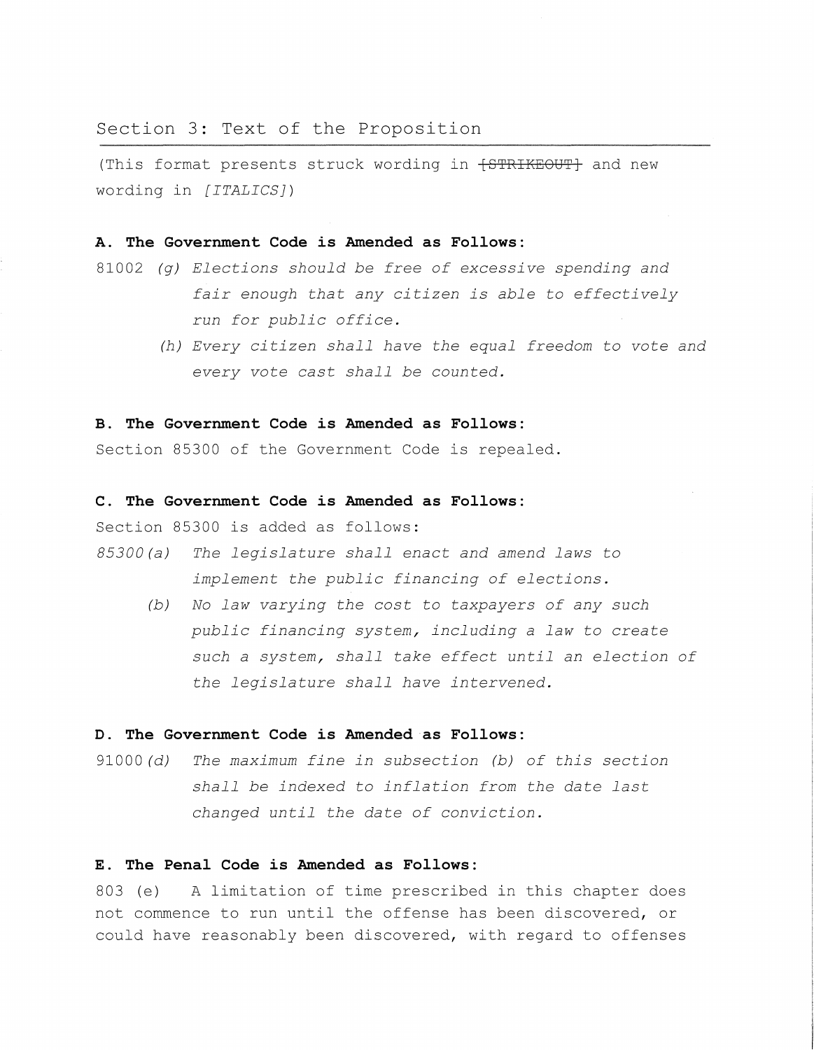## Section 3: Text of the Proposition

(This format presents struck wording in ~~[STRIKEOUT]~~ and new wording in *[ITALICS]*)

**A. The Government Code is Amended as Follows:**

81002 *(g) Elections should be free of excessive spending and fair enough that any citizen is able to effectively run for public office.*

*(h) Every citizen shall have the equal freedom to vote and every vote cast shall be counted.*

**B. The Government Code is Amended as Follows:**

Section 85300 of the Government Code is repealed.

**C. The Government Code is Amended as Follows:**

Section 85300 is added as follows:

*85300(a) The legislature shall enact and amend laws to implement the public financing of elections.*

*(b) No law varying the cost to taxpayers of any such public financing system, including a law to create such a system, shall take effect until an election of the legislature shall have intervened.*

**D. The Government Code is Amended as Follows:**

91000 *(d) The maximum fine in subsection (b) of this section shall be indexed to inflation from the date last changed until the date of conviction.*

**E. The Penal Code is Amended as Follows:**

803 (e) A limitation of time prescribed in this chapter does not commence to run until the offense has been discovered, or could have reasonably been discovered, with regard to offenses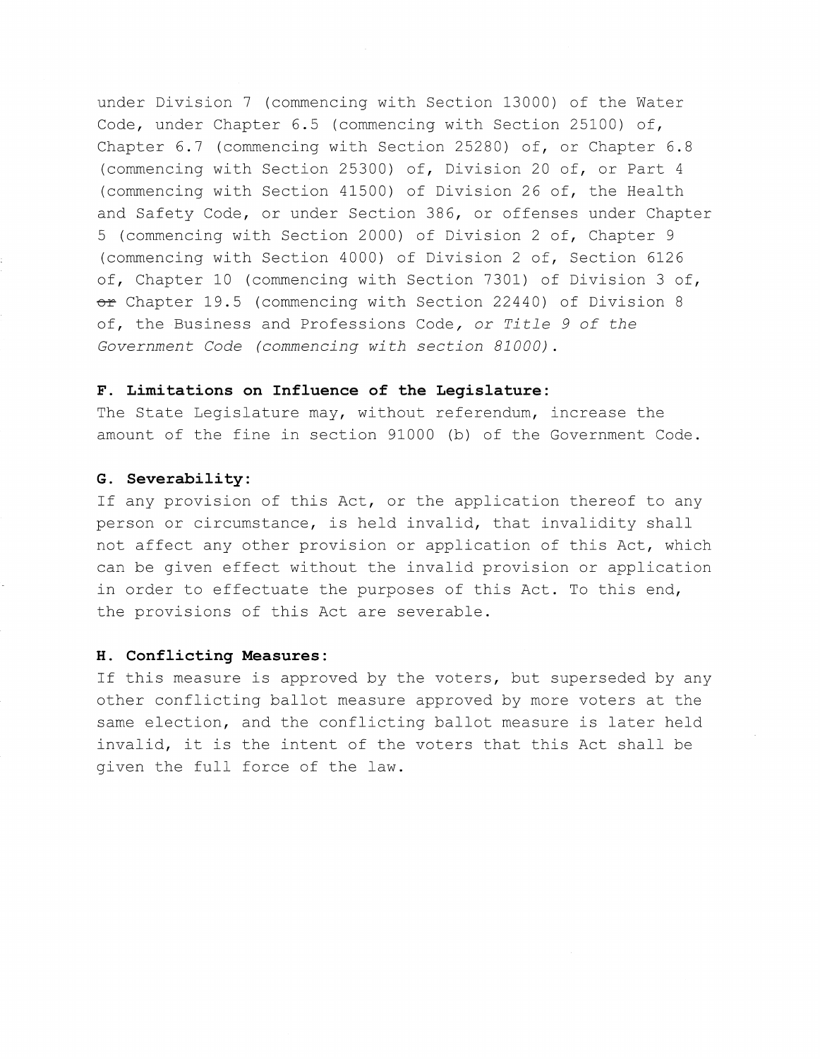under Division 7 (commencing with Section 13000) of the Water Code, under Chapter 6.5 (commencing with Section 25100) of, Chapter 6.7 (commencing with Section 25280) of, or Chapter 6.8 (commencing with Section 25300) of, Division 20 of, or Part 4 (commencing with Section 41500) of Division 26 of, the Health and Safety Code, or under Section 386, or offenses under Chapter 5 (commencing with Section 2000) of Division 2 of, Chapter 9 (commencing with Section 4000) of Division 2 of, Section 6126 of, Chapter 10 (commencing with Section 7301) of Division 3 of, ~~or~~ Chapter 19.5 (commencing with Section 22440) of Division 8 of, the Business and Professions Code*, or Title 9 of the Government Code (commencing with section 81000)*.

**F. Limitations on Influence of the Legislature:**
The State Legislature may, without referendum, increase the amount of the fine in section 91000 (b) of the Government Code.

**G. Severability:**
If any provision of this Act, or the application thereof to any person or circumstance, is held invalid, that invalidity shall not affect any other provision or application of this Act, which can be given effect without the invalid provision or application in order to effectuate the purposes of this Act. To this end, the provisions of this Act are severable.

**H. Conflicting Measures:**
If this measure is approved by the voters, but superseded by any other conflicting ballot measure approved by more voters at the same election, and the conflicting ballot measure is later held invalid, it is the intent of the voters that this Act shall be given the full force of the law.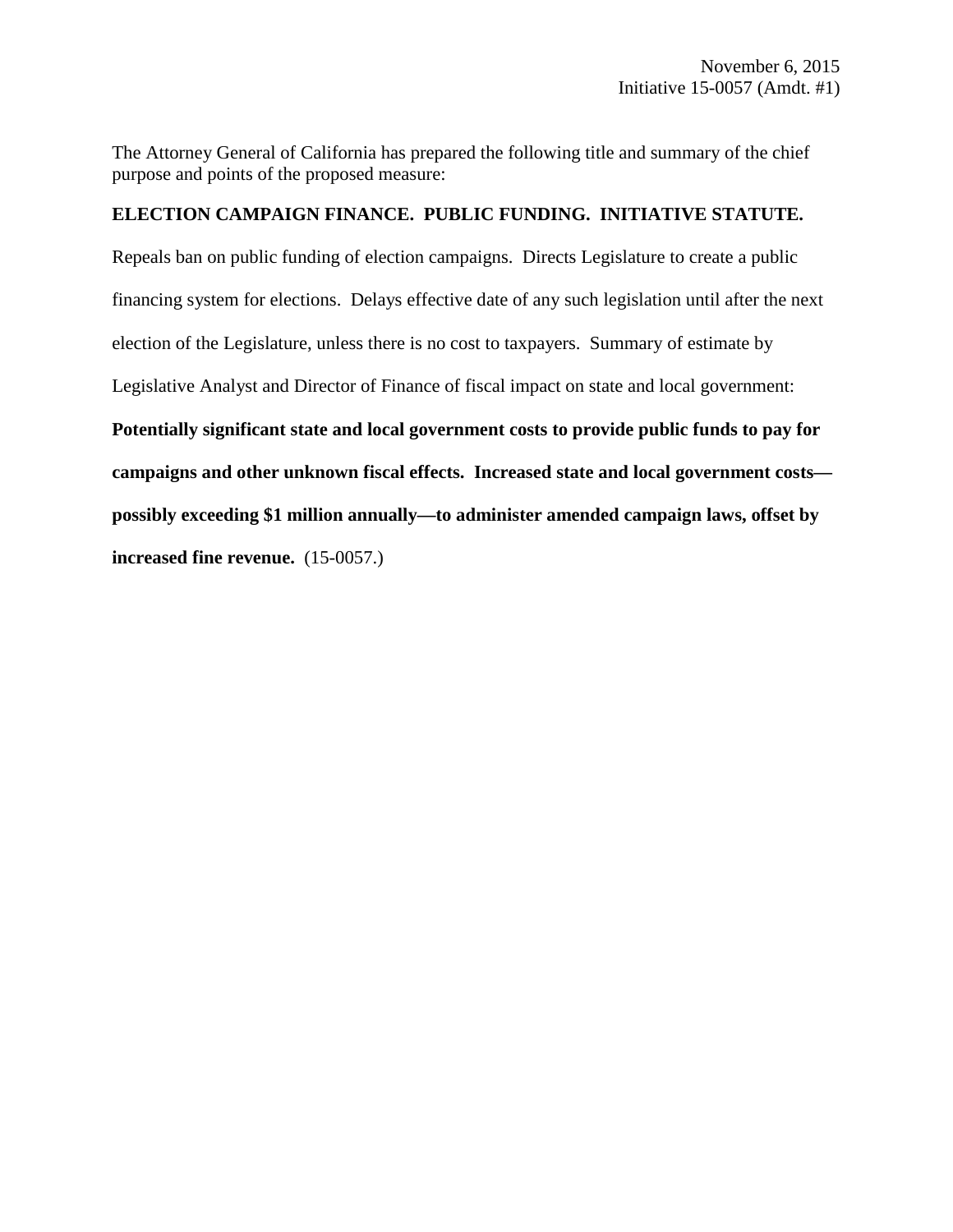November 6, 2015
Initiative 15-0057 (Amdt. #1)

The Attorney General of California has prepared the following title and summary of the chief purpose and points of the proposed measure:

**ELECTION CAMPAIGN FINANCE. PUBLIC FUNDING. INITIATIVE STATUTE.**

Repeals ban on public funding of election campaigns. Directs Legislature to create a public financing system for elections. Delays effective date of any such legislation until after the next election of the Legislature, unless there is no cost to taxpayers. Summary of estimate by Legislative Analyst and Director of Finance of fiscal impact on state and local government: **Potentially significant state and local government costs to provide public funds to pay for campaigns and other unknown fiscal effects. Increased state and local government costs—possibly exceeding $1 million annually—to administer amended campaign laws, offset by increased fine revenue.** (15-0057.)